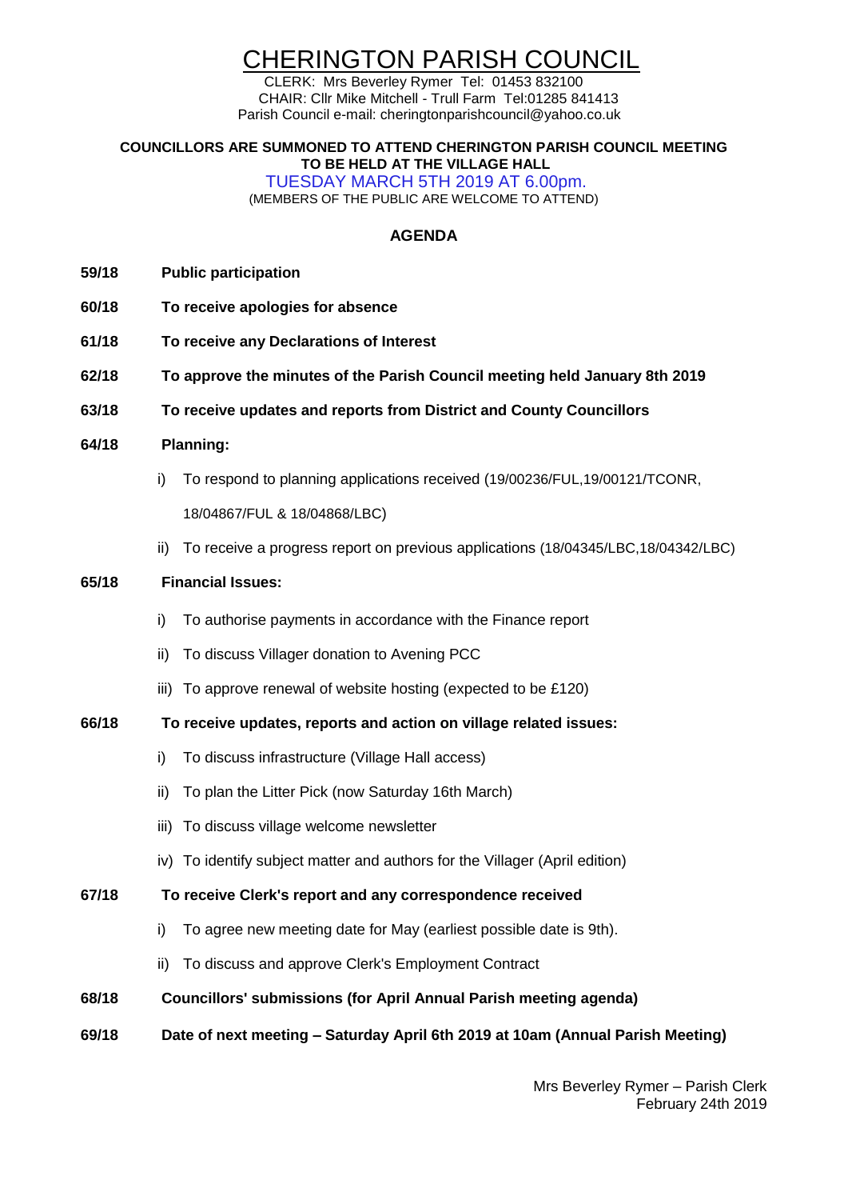# CHERINGTON PARISH COUNCIL

CLERK: Mrs Beverley Rymer Tel: 01453 832100
CHAIR: Cllr Mike Mitchell - Trull Farm Tel:01285 841413
Parish Council e-mail: cheringtonparishcouncil@yahoo.co.uk

**COUNCILLORS ARE SUMMONED TO ATTEND CHERINGTON PARISH COUNCIL MEETING TO BE HELD AT THE VILLAGE HALL**

TUESDAY MARCH 5TH 2019 AT 6.00pm.

(MEMBERS OF THE PUBLIC ARE WELCOME TO ATTEND)

## AGENDA

**59/18 Public participation**

**60/18 To receive apologies for absence**

**61/18 To receive any Declarations of Interest**

**62/18 To approve the minutes of the Parish Council meeting held January 8th 2019**

**63/18 To receive updates and reports from District and County Councillors**

**64/18 Planning:**

- i) To respond to planning applications received (19/00236/FUL,19/00121/TCONR, 18/04867/FUL & 18/04868/LBC)
- ii) To receive a progress report on previous applications (18/04345/LBC,18/04342/LBC)

**65/18 Financial Issues:**

- i) To authorise payments in accordance with the Finance report
- ii) To discuss Villager donation to Avening PCC
- iii) To approve renewal of website hosting (expected to be £120)

**66/18 To receive updates, reports and action on village related issues:**

- i) To discuss infrastructure (Village Hall access)
- ii) To plan the Litter Pick (now Saturday 16th March)
- iii) To discuss village welcome newsletter
- iv) To identify subject matter and authors for the Villager (April edition)

**67/18 To receive Clerk's report and any correspondence received**

- i) To agree new meeting date for May (earliest possible date is 9th).
- ii) To discuss and approve Clerk's Employment Contract

**68/18 Councillors' submissions (for April Annual Parish meeting agenda)**

**69/18 Date of next meeting – Saturday April 6th 2019 at 10am (Annual Parish Meeting)**

Mrs Beverley Rymer – Parish Clerk
February 24th 2019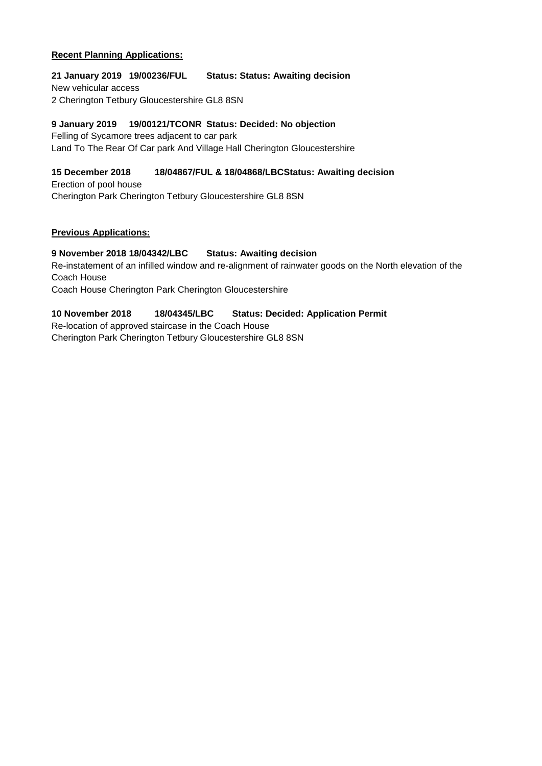**Recent Planning Applications:**

**21 January 2019 19/00236/FUL Status: Status: Awaiting decision**
New vehicular access
2 Cherington Tetbury Gloucestershire GL8 8SN

**9 January 2019 19/00121/TCONR Status: Decided: No objection**
Felling of Sycamore trees adjacent to car park
Land To The Rear Of Car park And Village Hall Cherington Gloucestershire

**15 December 2018 18/04867/FUL & 18/04868/LBCStatus: Awaiting decision**
Erection of pool house
Cherington Park Cherington Tetbury Gloucestershire GL8 8SN

**Previous Applications:**

**9 November 2018 18/04342/LBC Status: Awaiting decision**
Re-instatement of an infilled window and re-alignment of rainwater goods on the North elevation of the Coach House
Coach House Cherington Park Cherington Gloucestershire

**10 November 2018 18/04345/LBC Status: Decided: Application Permit**
Re-location of approved staircase in the Coach House
Cherington Park Cherington Tetbury Gloucestershire GL8 8SN